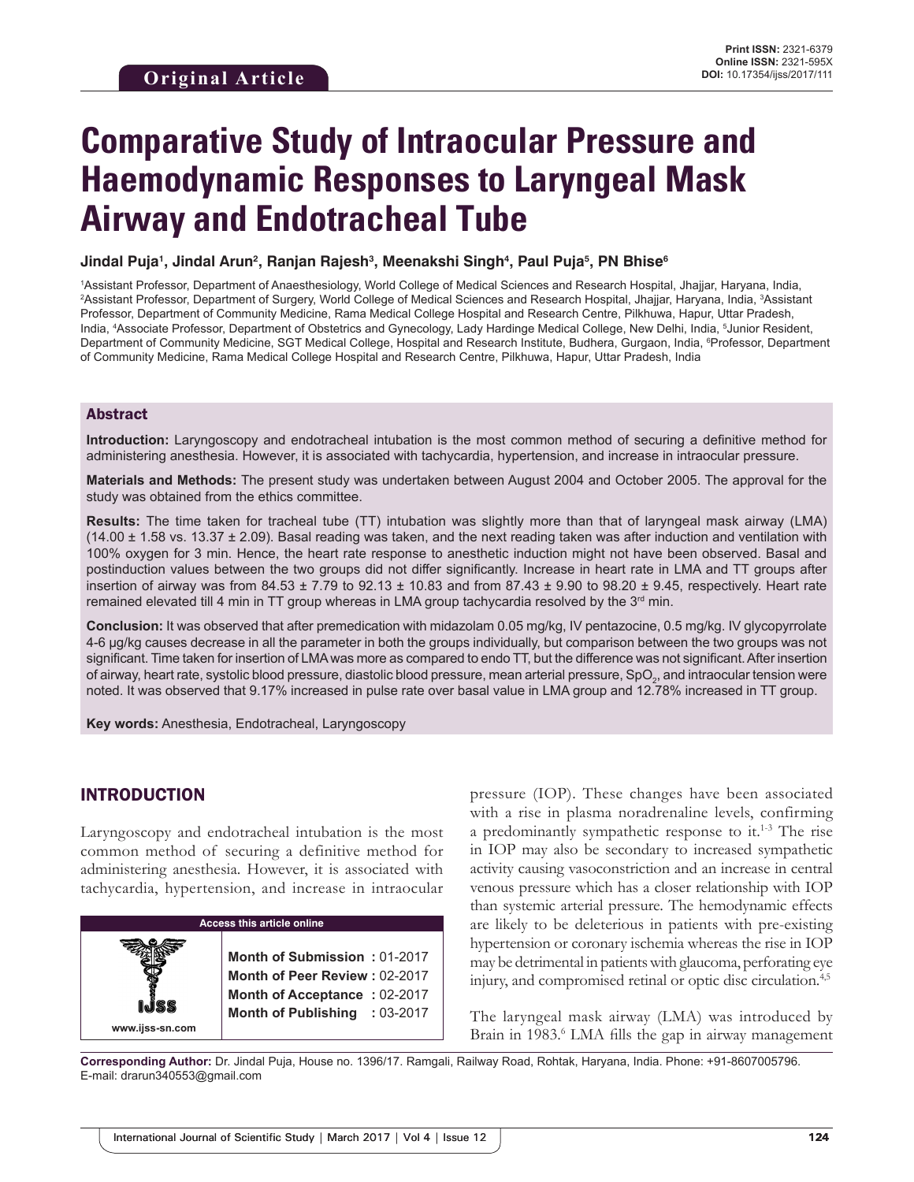Original Article

# Comparative Study of Intraocular Pressure and Haemodynamic Responses to Laryngeal Mask Airway and Endotracheal Tube

**Jindal Puja[1], Jindal Arun[2], Ranjan Rajesh[3], Meenakshi Singh[4], Paul Puja[5], PN Bhise[6]**

[1]Assistant Professor, Department of Anaesthesiology, World College of Medical Sciences and Research Hospital, Jhajjar, Haryana, India, [2]Assistant Professor, Department of Surgery, World College of Medical Sciences and Research Hospital, Jhajjar, Haryana, India, [3]Assistant Professor, Department of Community Medicine, Rama Medical College Hospital and Research Centre, Pilkhuwa, Hapur, Uttar Pradesh, India, [4]Associate Professor, Department of Obstetrics and Gynecology, Lady Hardinge Medical College, New Delhi, India, [5]Junior Resident, Department of Community Medicine, SGT Medical College, Hospital and Research Institute, Budhera, Gurgaon, India, [6]Professor, Department of Community Medicine, Rama Medical College Hospital and Research Centre, Pilkhuwa, Hapur, Uttar Pradesh, India

## Abstract

**Introduction:** Laryngoscopy and endotracheal intubation is the most common method of securing a definitive method for administering anesthesia. However, it is associated with tachycardia, hypertension, and increase in intraocular pressure.

**Materials and Methods:** The present study was undertaken between August 2004 and October 2005. The approval for the study was obtained from the ethics committee.

**Results:** The time taken for tracheal tube (TT) intubation was slightly more than that of laryngeal mask airway (LMA) (14.00 ± 1.58 vs. 13.37 ± 2.09). Basal reading was taken, and the next reading taken was after induction and ventilation with 100% oxygen for 3 min. Hence, the heart rate response to anesthetic induction might not have been observed. Basal and postinduction values between the two groups did not differ significantly. Increase in heart rate in LMA and TT groups after insertion of airway was from 84.53 ± 7.79 to 92.13 ± 10.83 and from 87.43 ± 9.90 to 98.20 ± 9.45, respectively. Heart rate remained elevated till 4 min in TT group whereas in LMA group tachycardia resolved by the 3rd min.

**Conclusion:** It was observed that after premedication with midazolam 0.05 mg/kg, IV pentazocine, 0.5 mg/kg. IV glycopyrrolate 4-6 µg/kg causes decrease in all the parameter in both the groups individually, but comparison between the two groups was not significant. Time taken for insertion of LMA was more as compared to endo TT, but the difference was not significant. After insertion of airway, heart rate, systolic blood pressure, diastolic blood pressure, mean arterial pressure, $SpO_2$, and intraocular tension were noted. It was observed that 9.17% increased in pulse rate over basal value in LMA group and 12.78% increased in TT group.

**Key words:** Anesthesia, Endotracheal, Laryngoscopy

## INTRODUCTION

Laryngoscopy and endotracheal intubation is the most common method of securing a definitive method for administering anesthesia. However, it is associated with tachycardia, hypertension, and increase in intraocular pressure (IOP). These changes have been associated with a rise in plasma noradrenaline levels, confirming a predominantly sympathetic response to it.[1-3] The rise in IOP may also be secondary to increased sympathetic activity causing vasoconstriction and an increase in central venous pressure which has a closer relationship with IOP than systemic arterial pressure. The hemodynamic effects are likely to be deleterious in patients with pre-existing hypertension or coronary ischemia whereas the rise in IOP may be detrimental in patients with glaucoma, perforating eye injury, and compromised retinal or optic disc circulation.[4,5]

The laryngeal mask airway (LMA) was introduced by Brain in 1983.[6] LMA fills the gap in airway management

Access this article online

www.ijss-sn.com

Month of Submission : 01-2017
Month of Peer Review : 02-2017
Month of Acceptance : 02-2017
Month of Publishing : 03-2017

**Corresponding Author:** Dr. Jindal Puja, House no. 1396/17. Ramgali, Railway Road, Rohtak, Haryana, India. Phone: +91-8607005796. E-mail: drarun340553@gmail.com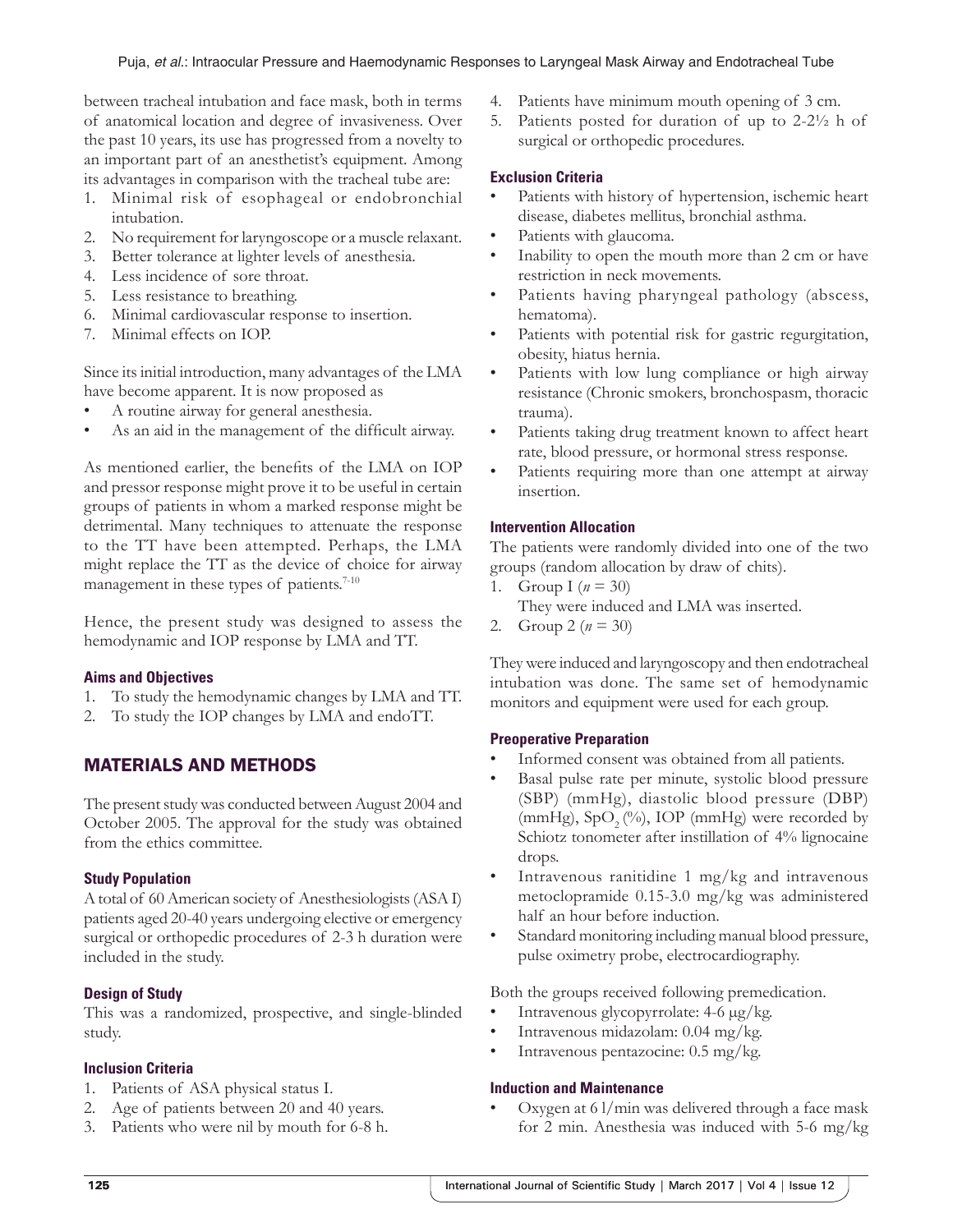between tracheal intubation and face mask, both in terms of anatomical location and degree of invasiveness. Over the past 10 years, its use has progressed from a novelty to an important part of an anesthetist's equipment. Among its advantages in comparison with the tracheal tube are:

1. Minimal risk of esophageal or endobronchial intubation.
2. No requirement for laryngoscope or a muscle relaxant.
3. Better tolerance at lighter levels of anesthesia.
4. Less incidence of sore throat.
5. Less resistance to breathing.
6. Minimal cardiovascular response to insertion.
7. Minimal effects on IOP.

Since its initial introduction, many advantages of the LMA have become apparent. It is now proposed as

- A routine airway for general anesthesia.
- As an aid in the management of the difficult airway.

As mentioned earlier, the benefits of the LMA on IOP and pressor response might prove it to be useful in certain groups of patients in whom a marked response might be detrimental. Many techniques to attenuate the response to the TT have been attempted. Perhaps, the LMA might replace the TT as the device of choice for airway management in these types of patients.[7-10]

Hence, the present study was designed to assess the hemodynamic and IOP response by LMA and TT.

### Aims and Objectives

1. To study the hemodynamic changes by LMA and TT.
2. To study the IOP changes by LMA and endoTT.

## MATERIALS AND METHODS

The present study was conducted between August 2004 and October 2005. The approval for the study was obtained from the ethics committee.

### Study Population

A total of 60 American society of Anesthesiologists (ASA I) patients aged 20-40 years undergoing elective or emergency surgical or orthopedic procedures of 2-3 h duration were included in the study.

### Design of Study

This was a randomized, prospective, and single-blinded study.

### Inclusion Criteria

1. Patients of ASA physical status I.
2. Age of patients between 20 and 40 years.
3. Patients who were nil by mouth for 6-8 h.
4. Patients have minimum mouth opening of 3 cm.
5. Patients posted for duration of up to 2-2½ h of surgical or orthopedic procedures.

### Exclusion Criteria

- Patients with history of hypertension, ischemic heart disease, diabetes mellitus, bronchial asthma.
- Patients with glaucoma.
- Inability to open the mouth more than 2 cm or have restriction in neck movements.
- Patients having pharyngeal pathology (abscess, hematoma).
- Patients with potential risk for gastric regurgitation, obesity, hiatus hernia.
- Patients with low lung compliance or high airway resistance (Chronic smokers, bronchospasm, thoracic trauma).
- Patients taking drug treatment known to affect heart rate, blood pressure, or hormonal stress response.
- Patients requiring more than one attempt at airway insertion.

### Intervention Allocation

The patients were randomly divided into one of the two groups (random allocation by draw of chits).

1. Group I ($n = 30$)
   They were induced and LMA was inserted.
2. Group 2 ($n = 30$)

They were induced and laryngoscopy and then endotracheal intubation was done. The same set of hemodynamic monitors and equipment were used for each group.

### Preoperative Preparation

- Informed consent was obtained from all patients.
- Basal pulse rate per minute, systolic blood pressure (SBP) (mmHg), diastolic blood pressure (DBP) (mmHg), $SpO_2$ (%), IOP (mmHg) were recorded by Schiotz tonometer after instillation of 4% lignocaine drops.
- Intravenous ranitidine 1 mg/kg and intravenous metoclopramide 0.15-3.0 mg/kg was administered half an hour before induction.
- Standard monitoring including manual blood pressure, pulse oximetry probe, electrocardiography.

Both the groups received following premedication.

- Intravenous glycopyrrolate: 4-6 μg/kg.
- Intravenous midazolam: 0.04 mg/kg.
- Intravenous pentazocine: 0.5 mg/kg.

### Induction and Maintenance

- Oxygen at 6 l/min was delivered through a face mask for 2 min. Anesthesia was induced with 5-6 mg/kg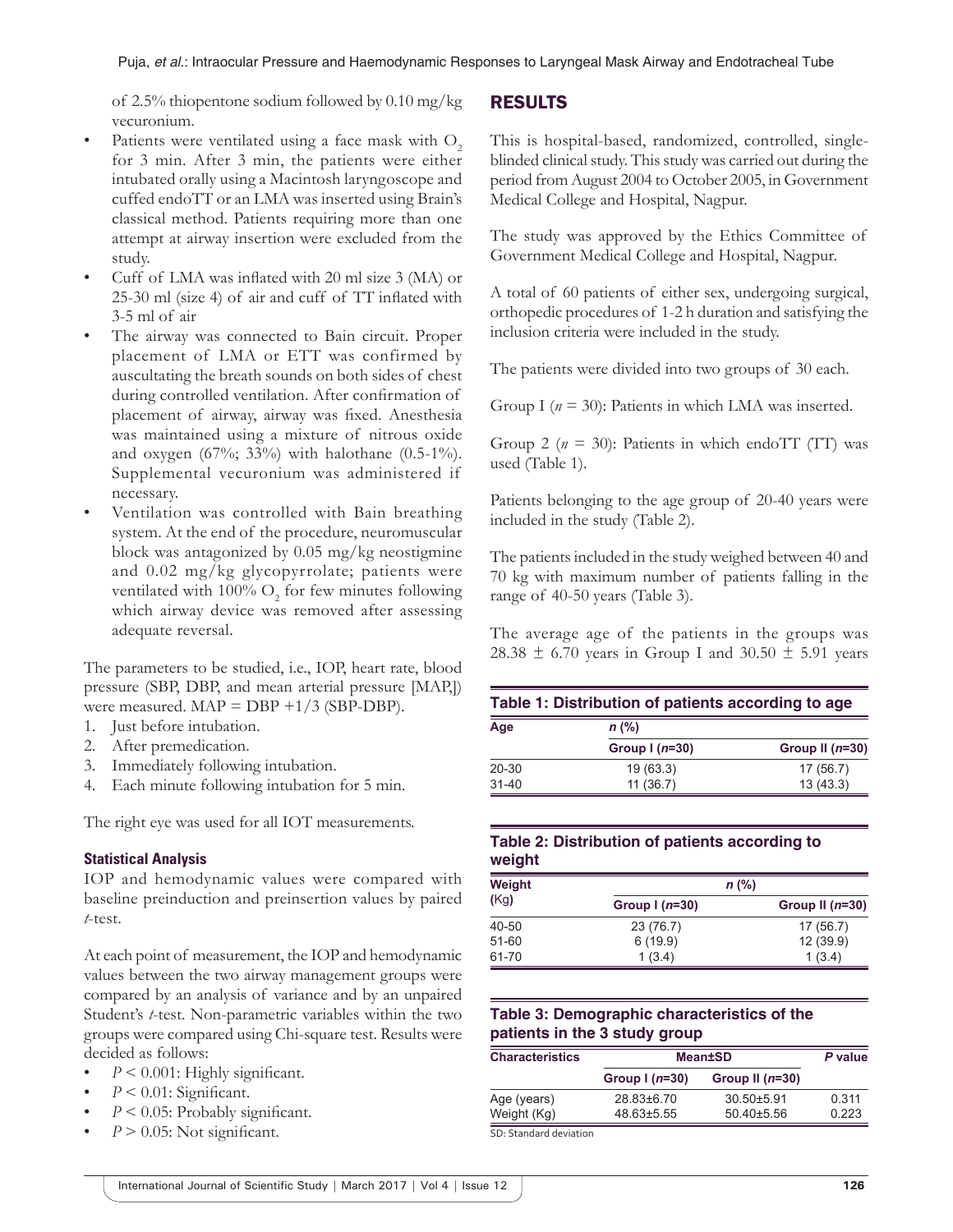of 2.5% thiopentone sodium followed by 0.10 mg/kg vecuronium.

- Patients were ventilated using a face mask with $O_2$ for 3 min. After 3 min, the patients were either intubated orally using a Macintosh laryngoscope and cuffed endoTT or an LMA was inserted using Brain's classical method. Patients requiring more than one attempt at airway insertion were excluded from the study.
- Cuff of LMA was inflated with 20 ml size 3 (MA) or 25-30 ml (size 4) of air and cuff of TT inflated with 3-5 ml of air
- The airway was connected to Bain circuit. Proper placement of LMA or ETT was confirmed by auscultating the breath sounds on both sides of chest during controlled ventilation. After confirmation of placement of airway, airway was fixed. Anesthesia was maintained using a mixture of nitrous oxide and oxygen (67%; 33%) with halothane (0.5-1%). Supplemental vecuronium was administered if necessary.
- Ventilation was controlled with Bain breathing system. At the end of the procedure, neuromuscular block was antagonized by 0.05 mg/kg neostigmine and 0.02 mg/kg glycopyrrolate; patients were ventilated with 100% $O_2$ for few minutes following which airway device was removed after assessing adequate reversal.

The parameters to be studied, i.e., IOP, heart rate, blood pressure (SBP, DBP, and mean arterial pressure [MAP,]) were measured. MAP = DBP +1/3 (SBP-DBP).

1. Just before intubation.
2. After premedication.
3. Immediately following intubation.
4. Each minute following intubation for 5 min.

The right eye was used for all IOT measurements.

### Statistical Analysis

IOP and hemodynamic values were compared with baseline preinduction and preinsertion values by paired *t*-test.

At each point of measurement, the IOP and hemodynamic values between the two airway management groups were compared by an analysis of variance and by an unpaired Student's *t*-test. Non-parametric variables within the two groups were compared using Chi-square test. Results were decided as follows:

- $P < 0.001$: Highly significant.
- $P < 0.01$: Significant.
- $P < 0.05$: Probably significant.
- $P > 0.05$: Not significant.

## RESULTS

This is hospital-based, randomized, controlled, single-blinded clinical study. This study was carried out during the period from August 2004 to October 2005, in Government Medical College and Hospital, Nagpur.

The study was approved by the Ethics Committee of Government Medical College and Hospital, Nagpur.

A total of 60 patients of either sex, undergoing surgical, orthopedic procedures of 1-2 h duration and satisfying the inclusion criteria were included in the study.

The patients were divided into two groups of 30 each.

Group I ($n$ = 30): Patients in which LMA was inserted.

Group 2 ($n$ = 30): Patients in which endoTT (TT) was used (Table 1).

Patients belonging to the age group of 20-40 years were included in the study (Table 2).

The patients included in the study weighed between 40 and 70 kg with maximum number of patients falling in the range of 40-50 years (Table 3).

The average age of the patients in the groups was 28.38 ± 6.70 years in Group I and 30.50 ± 5.91 years

**Table 1: Distribution of patients according to age**

| Age | n (%) | |
|---|---|---|
| | Group I ($n$=30) | Group II ($n$=30) |
| 20-30 | 19 (63.3) | 17 (56.7) |
| 31-40 | 11 (36.7) | 13 (43.3) |

**Table 2: Distribution of patients according to weight**

| Weight (Kg) | n (%) | |
|---|---|---|
| | Group I ($n$=30) | Group II ($n$=30) |
| 40-50 | 23 (76.7) | 17 (56.7) |
| 51-60 | 6 (19.9) | 12 (39.9) |
| 61-70 | 1 (3.4) | 1 (3.4) |

**Table 3: Demographic characteristics of the patients in the 3 study group**

| Characteristics | Mean±SD | | P value |
|---|---|---|---|
| | Group I ($n$=30) | Group II ($n$=30) | |
| Age (years) | 28.83±6.70 | 30.50±5.91 | 0.311 |
| Weight (Kg) | 48.63±5.55 | 50.40±5.56 | 0.223 |

SD: Standard deviation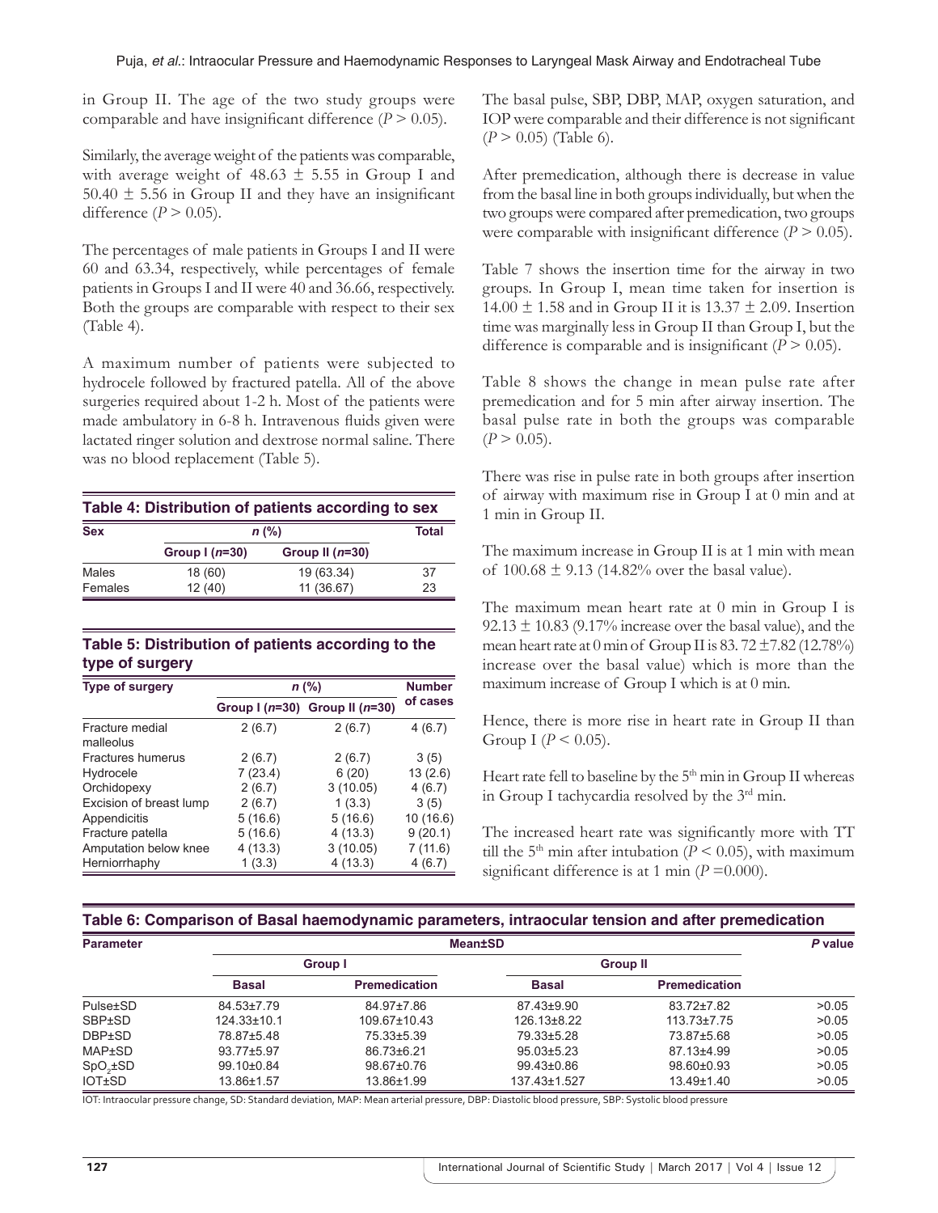in Group II. The age of the two study groups were comparable and have insignificant difference ($P > 0.05$).

Similarly, the average weight of the patients was comparable, with average weight of 48.63 ± 5.55 in Group I and 50.40 ± 5.56 in Group II and they have an insignificant difference ($P > 0.05$).

The percentages of male patients in Groups I and II were 60 and 63.34, respectively, while percentages of female patients in Groups I and II were 40 and 36.66, respectively. Both the groups are comparable with respect to their sex (Table 4).

A maximum number of patients were subjected to hydrocele followed by fractured patella. All of the above surgeries required about 1-2 h. Most of the patients were made ambulatory in 6-8 h. Intravenous fluids given were lactated ringer solution and dextrose normal saline. There was no blood replacement (Table 5).

**Table 4: Distribution of patients according to sex**

| Sex | n (%) | | Total |
|---|---|---|---|
| | Group I (n=30) | Group II (n=30) | |
| Males | 18 (60) | 19 (63.34) | 37 |
| Females | 12 (40) | 11 (36.67) | 23 |

**Table 5: Distribution of patients according to the type of surgery**

| Type of surgery | n (%) | | Number of cases |
|---|---|---|---|
| | Group I (n=30) | Group II (n=30) | |
| Fracture medial malleolus | 2 (6.7) | 2 (6.7) | 4 (6.7) |
| Fractures humerus | 2 (6.7) | 2 (6.7) | 3 (5) |
| Hydrocele | 7 (23.4) | 6 (20) | 13 (2.6) |
| Orchidopexy | 2 (6.7) | 3 (10.05) | 4 (6.7) |
| Excision of breast lump | 2 (6.7) | 1 (3.3) | 3 (5) |
| Appendicitis | 5 (16.6) | 5 (16.6) | 10 (16.6) |
| Fracture patella | 5 (16.6) | 4 (13.3) | 9 (20.1) |
| Amputation below knee | 4 (13.3) | 3 (10.05) | 7 (11.6) |
| Herniorrhaphy | 1 (3.3) | 4 (13.3) | 4 (6.7) |

The basal pulse, SBP, DBP, MAP, oxygen saturation, and IOP were comparable and their difference is not significant ($P > 0.05$) (Table 6).

After premedication, although there is decrease in value from the basal line in both groups individually, but when the two groups were compared after premedication, two groups were comparable with insignificant difference ($P > 0.05$).

Table 7 shows the insertion time for the airway in two groups. In Group I, mean time taken for insertion is 14.00 ± 1.58 and in Group II it is 13.37 ± 2.09. Insertion time was marginally less in Group II than Group I, but the difference is comparable and is insignificant ($P > 0.05$).

Table 8 shows the change in mean pulse rate after premedication and for 5 min after airway insertion. The basal pulse rate in both the groups was comparable ($P > 0.05$).

There was rise in pulse rate in both groups after insertion of airway with maximum rise in Group I at 0 min and at 1 min in Group II.

The maximum increase in Group II is at 1 min with mean of 100.68 ± 9.13 (14.82% over the basal value).

The maximum mean heart rate at 0 min in Group I is 92.13 ± 10.83 (9.17% increase over the basal value), and the mean heart rate at 0 min of Group II is 83. 72 ±7.82 (12.78%) increase over the basal value) which is more than the maximum increase of Group I which is at 0 min.

Hence, there is more rise in heart rate in Group II than Group I ($P < 0.05$).

Heart rate fell to baseline by the 5th min in Group II whereas in Group I tachycardia resolved by the 3rd min.

The increased heart rate was significantly more with TT till the 5th min after intubation ($P < 0.05$), with maximum significant difference is at 1 min ($P$ =0.000).

**Table 6: Comparison of Basal haemodynamic parameters, intraocular tension and after premedication**

| Parameter | Mean±SD | | | | P value |
|---|---|---|---|---|---|
| | Group I | | Group II | | |
| | Basal | Premedication | Basal | Premedication | |
| Pulse±SD | 84.53±7.79 | 84.97±7.86 | 87.43±9.90 | 83.72±7.82 | >0.05 |
| SBP±SD | 124.33±10.1 | 109.67±10.43 | 126.13±8.22 | 113.73±7.75 | >0.05 |
| DBP±SD | 78.87±5.48 | 75.33±5.39 | 79.33±5.28 | 73.87±5.68 | >0.05 |
| MAP±SD | 93.77±5.97 | 86.73±6.21 | 95.03±5.23 | 87.13±4.99 | >0.05 |
| $SpO_2$±SD | 99.10±0.84 | 98.67±0.76 | 99.43±0.86 | 98.60±0.93 | >0.05 |
| IOT±SD | 13.86±1.57 | 13.86±1.99 | 137.43±1.527 | 13.49±1.40 | >0.05 |

IOT: Intraocular pressure change, SD: Standard deviation, MAP: Mean arterial pressure, DBP: Diastolic blood pressure, SBP: Systolic blood pressure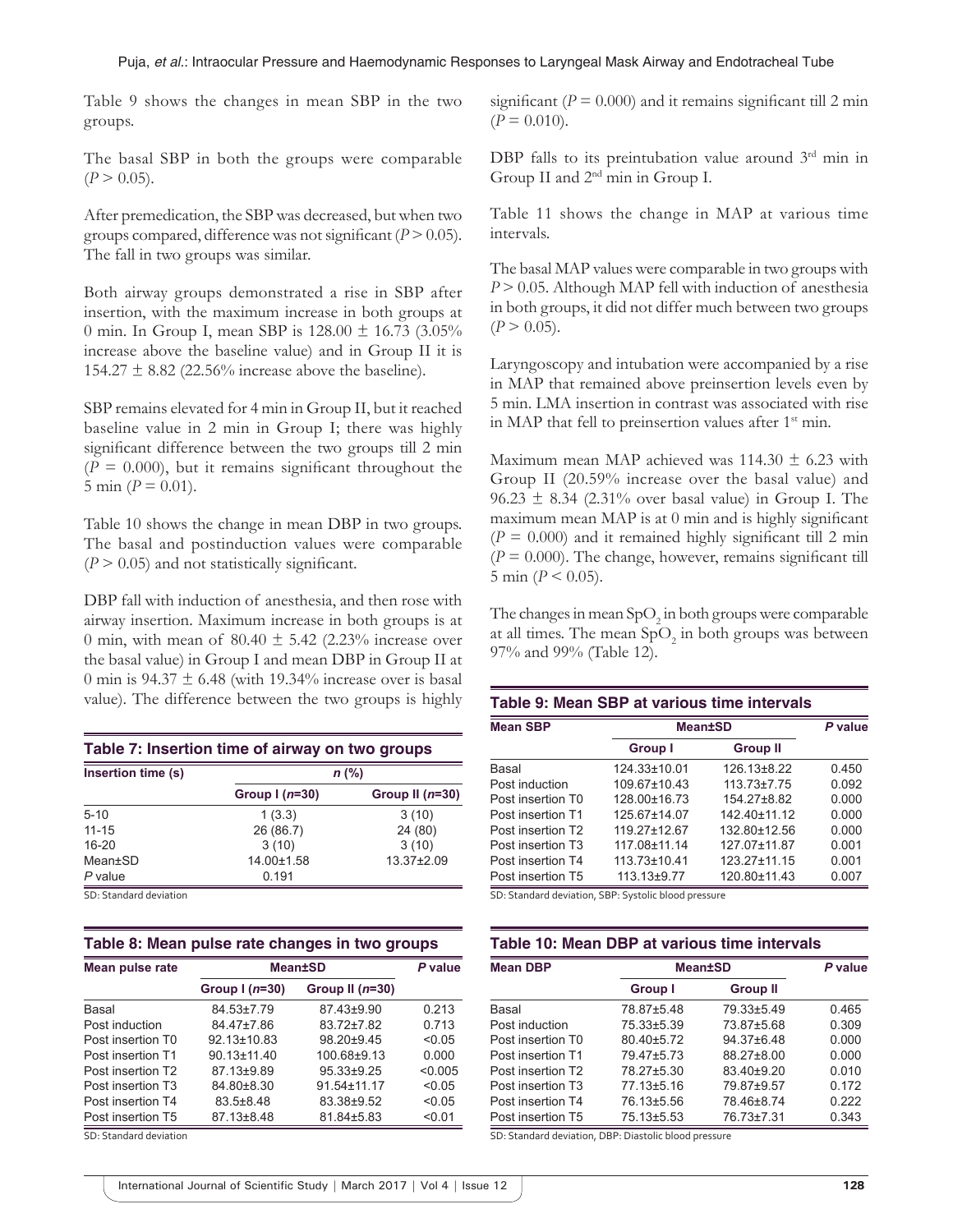Table 9 shows the changes in mean SBP in the two groups.

The basal SBP in both the groups were comparable ($P > 0.05$).

After premedication, the SBP was decreased, but when two groups compared, difference was not significant ($P > 0.05$). The fall in two groups was similar.

Both airway groups demonstrated a rise in SBP after insertion, with the maximum increase in both groups at 0 min. In Group I, mean SBP is 128.00 ± 16.73 (3.05% increase above the baseline value) and in Group II it is 154.27 ± 8.82 (22.56% increase above the baseline).

SBP remains elevated for 4 min in Group II, but it reached baseline value in 2 min in Group I; there was highly significant difference between the two groups till 2 min ($P = 0.000$), but it remains significant throughout the 5 min ($P = 0.01$).

Table 10 shows the change in mean DBP in two groups. The basal and postinduction values were comparable ($P > 0.05$) and not statistically significant.

DBP fall with induction of anesthesia, and then rose with airway insertion. Maximum increase in both groups is at 0 min, with mean of 80.40 ± 5.42 (2.23% increase over the basal value) in Group I and mean DBP in Group II at 0 min is 94.37 ± 6.48 (with 19.34% increase over is basal value). The difference between the two groups is highly significant ($P = 0.000$) and it remains significant till 2 min ($P = 0.010$).

DBP falls to its preintubation value around 3rd min in Group II and 2nd min in Group I.

Table 11 shows the change in MAP at various time intervals.

The basal MAP values were comparable in two groups with $P > 0.05$. Although MAP fell with induction of anesthesia in both groups, it did not differ much between two groups ($P > 0.05$).

Laryngoscopy and intubation were accompanied by a rise in MAP that remained above preinsertion levels even by 5 min. LMA insertion in contrast was associated with rise in MAP that fell to preinsertion values after 1st min.

Maximum mean MAP achieved was 114.30 ± 6.23 with Group II (20.59% increase over the basal value) and 96.23 ± 8.34 (2.31% over basal value) in Group I. The maximum mean MAP is at 0 min and is highly significant ($P = 0.000$) and it remained highly significant till 2 min ($P = 0.000$). The change, however, remains significant till 5 min ($P < 0.05$).

The changes in mean $SpO_2$ in both groups were comparable at all times. The mean $SpO_2$ in both groups was between 97% and 99% (Table 12).

**Table 7: Insertion time of airway on two groups**

| Insertion time (s) | n (%) | |
|---|---|---|
| | Group I (n=30) | Group II (n=30) |
| 5-10 | 1 (3.3) | 3 (10) |
| 11-15 | 26 (86.7) | 24 (80) |
| 16-20 | 3 (10) | 3 (10) |
| Mean±SD | 14.00±1.58 | 13.37±2.09 |
| P value | 0.191 | |

SD: Standard deviation

**Table 8: Mean pulse rate changes in two groups**

| Mean pulse rate | Mean±SD | | P value |
|---|---|---|---|
| | Group I (n=30) | Group II (n=30) | |
| Basal | 84.53±7.79 | 87.43±9.90 | 0.213 |
| Post induction | 84.47±7.86 | 83.72±7.82 | 0.713 |
| Post insertion T0 | 92.13±10.83 | 98.20±9.45 | <0.05 |
| Post insertion T1 | 90.13±11.40 | 100.68±9.13 | 0.000 |
| Post insertion T2 | 87.13±9.89 | 95.33±9.25 | <0.005 |
| Post insertion T3 | 84.80±8.30 | 91.54±11.17 | <0.05 |
| Post insertion T4 | 83.5±8.48 | 83.38±9.52 | <0.05 |
| Post insertion T5 | 87.13±8.48 | 81.84±5.83 | <0.01 |

SD: Standard deviation

**Table 9: Mean SBP at various time intervals**

| Mean SBP | Mean±SD | | P value |
|---|---|---|---|
| | Group I | Group II | |
| Basal | 124.33±10.01 | 126.13±8.22 | 0.450 |
| Post induction | 109.67±10.43 | 113.73±7.75 | 0.092 |
| Post insertion T0 | 128.00±16.73 | 154.27±8.82 | 0.000 |
| Post insertion T1 | 125.67±14.07 | 142.40±11.12 | 0.000 |
| Post insertion T2 | 119.27±12.67 | 132.80±12.56 | 0.000 |
| Post insertion T3 | 117.08±11.14 | 127.07±11.87 | 0.001 |
| Post insertion T4 | 113.73±10.41 | 123.27±11.15 | 0.001 |
| Post insertion T5 | 113.13±9.77 | 120.80±11.43 | 0.007 |

SD: Standard deviation, SBP: Systolic blood pressure

**Table 10: Mean DBP at various time intervals**

| Mean DBP | Mean±SD | | P value |
|---|---|---|---|
| | Group I | Group II | |
| Basal | 78.87±5.48 | 79.33±5.49 | 0.465 |
| Post induction | 75.33±5.39 | 73.87±5.68 | 0.309 |
| Post insertion T0 | 80.40±5.72 | 94.37±6.48 | 0.000 |
| Post insertion T1 | 79.47±5.73 | 88.27±8.00 | 0.000 |
| Post insertion T2 | 78.27±5.30 | 83.40±9.20 | 0.010 |
| Post insertion T3 | 77.13±5.16 | 79.87±9.57 | 0.172 |
| Post insertion T4 | 76.13±5.56 | 78.46±8.74 | 0.222 |
| Post insertion T5 | 75.13±5.53 | 76.73±7.31 | 0.343 |

SD: Standard deviation, DBP: Diastolic blood pressure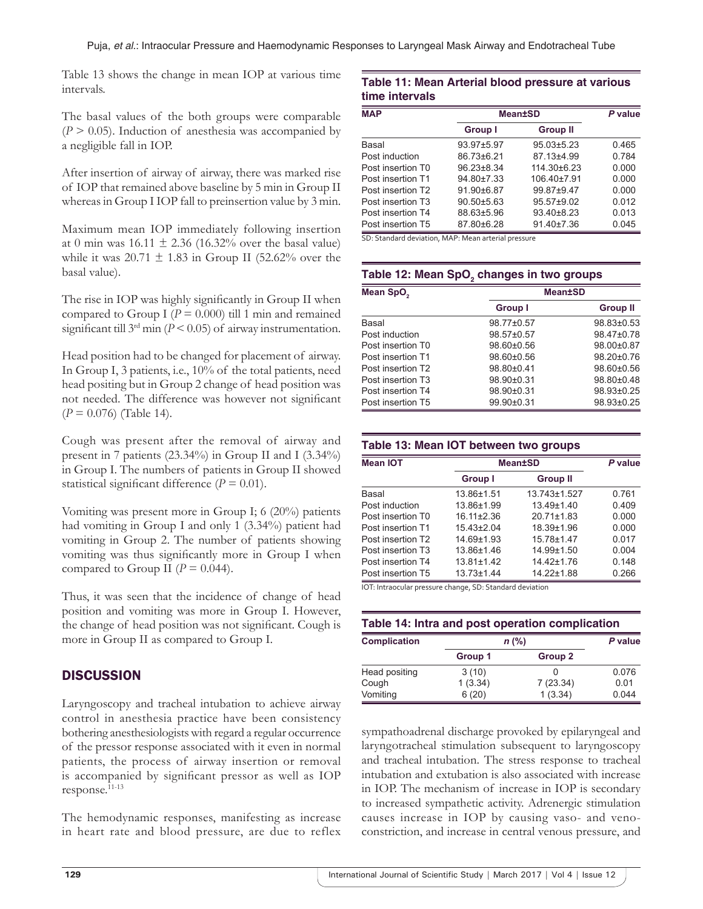Table 13 shows the change in mean IOP at various time intervals.

The basal values of the both groups were comparable ($P > 0.05$). Induction of anesthesia was accompanied by a negligible fall in IOP.

After insertion of airway of airway, there was marked rise of IOP that remained above baseline by 5 min in Group II whereas in Group I IOP fall to preinsertion value by 3 min.

Maximum mean IOP immediately following insertion at 0 min was $16.11 \pm 2.36$ (16.32% over the basal value) while it was $20.71 \pm 1.83$ in Group II (52.62% over the basal value).

The rise in IOP was highly significantly in Group II when compared to Group I ($P = 0.000$) till 1 min and remained significant till 3rd min ($P < 0.05$) of airway instrumentation.

Head position had to be changed for placement of airway. In Group I, 3 patients, i.e., 10% of the total patients, need head positing but in Group 2 change of head position was not needed. The difference was however not significant ($P = 0.076$) (Table 14).

Cough was present after the removal of airway and present in 7 patients (23.34%) in Group II and I (3.34%) in Group I. The numbers of patients in Group II showed statistical significant difference ($P = 0.01$).

Vomiting was present more in Group I; 6 (20%) patients had vomiting in Group I and only 1 (3.34%) patient had vomiting in Group 2. The number of patients showing vomiting was thus significantly more in Group I when compared to Group II ($P = 0.044$).

Thus, it was seen that the incidence of change of head position and vomiting was more in Group I. However, the change of head position was not significant. Cough is more in Group II as compared to Group I.

**Table 11: Mean Arterial blood pressure at various time intervals**

| MAP | Mean±SD | | *P* value |
|---|---|---|---|
| | Group I | Group II | |
| Basal | 93.97±5.97 | 95.03±5.23 | 0.465 |
| Post induction | 86.73±6.21 | 87.13±4.99 | 0.784 |
| Post insertion T0 | 96.23±8.34 | 114.30±6.23 | 0.000 |
| Post insertion T1 | 94.80±7.33 | 106.40±7.91 | 0.000 |
| Post insertion T2 | 91.90±6.87 | 99.87±9.47 | 0.000 |
| Post insertion T3 | 90.50±5.63 | 95.57±9.02 | 0.012 |
| Post insertion T4 | 88.63±5.96 | 93.40±8.23 | 0.013 |
| Post insertion T5 | 87.80±6.28 | 91.40±7.36 | 0.045 |

SD: Standard deviation, MAP: Mean arterial pressure

**Table 12: Mean $SpO_2$ changes in two groups**

| Mean $SpO_2$ | Mean±SD | |
|---|---|---|
| | Group I | Group II |
| Basal | 98.77±0.57 | 98.83±0.53 |
| Post induction | 98.57±0.57 | 98.47±0.78 |
| Post insertion T0 | 98.60±0.56 | 98.00±0.87 |
| Post insertion T1 | 98.60±0.56 | 98.20±0.76 |
| Post insertion T2 | 98.80±0.41 | 98.60±0.56 |
| Post insertion T3 | 98.90±0.31 | 98.80±0.48 |
| Post insertion T4 | 98.90±0.31 | 98.93±0.25 |
| Post insertion T5 | 99.90±0.31 | 98.93±0.25 |

**Table 13: Mean IOT between two groups**

| Mean IOT | Mean±SD | | *P* value |
|---|---|---|---|
| | Group I | Group II | |
| Basal | 13.86±1.51 | 13.743±1.527 | 0.761 |
| Post induction | 13.86±1.99 | 13.49±1.40 | 0.409 |
| Post insertion T0 | 16.11±2.36 | 20.71±1.83 | 0.000 |
| Post insertion T1 | 15.43±2.04 | 18.39±1.96 | 0.000 |
| Post insertion T2 | 14.69±1.93 | 15.78±1.47 | 0.017 |
| Post insertion T3 | 13.86±1.46 | 14.99±1.50 | 0.004 |
| Post insertion T4 | 13.81±1.42 | 14.42±1.76 | 0.148 |
| Post insertion T5 | 13.73±1.44 | 14.22±1.88 | 0.266 |

IOT: Intraocular pressure change, SD: Standard deviation

**Table 14: Intra and post operation complication**

| Complication | *n* (%) | | *P* value |
|---|---|---|---|
| | Group 1 | Group 2 | |
| Head positing | 3 (10) | 0 | 0.076 |
| Cough | 1 (3.34) | 7 (23.34) | 0.01 |
| Vomiting | 6 (20) | 1 (3.34) | 0.044 |

## DISCUSSION

Laryngoscopy and tracheal intubation to achieve airway control in anesthesia practice have been consistency bothering anesthesiologists with regard a regular occurrence of the pressor response associated with it even in normal patients, the process of airway insertion or removal is accompanied by significant pressor as well as IOP response.[11-13]

The hemodynamic responses, manifesting as increase in heart rate and blood pressure, are due to reflex sympathoadrenal discharge provoked by epilaryngeal and laryngotracheal stimulation subsequent to laryngoscopy and tracheal intubation. The stress response to tracheal intubation and extubation is also associated with increase in IOP. The mechanism of increase in IOP is secondary to increased sympathetic activity. Adrenergic stimulation causes increase in IOP by causing vaso- and venoconstriction, and increase in central venous pressure, and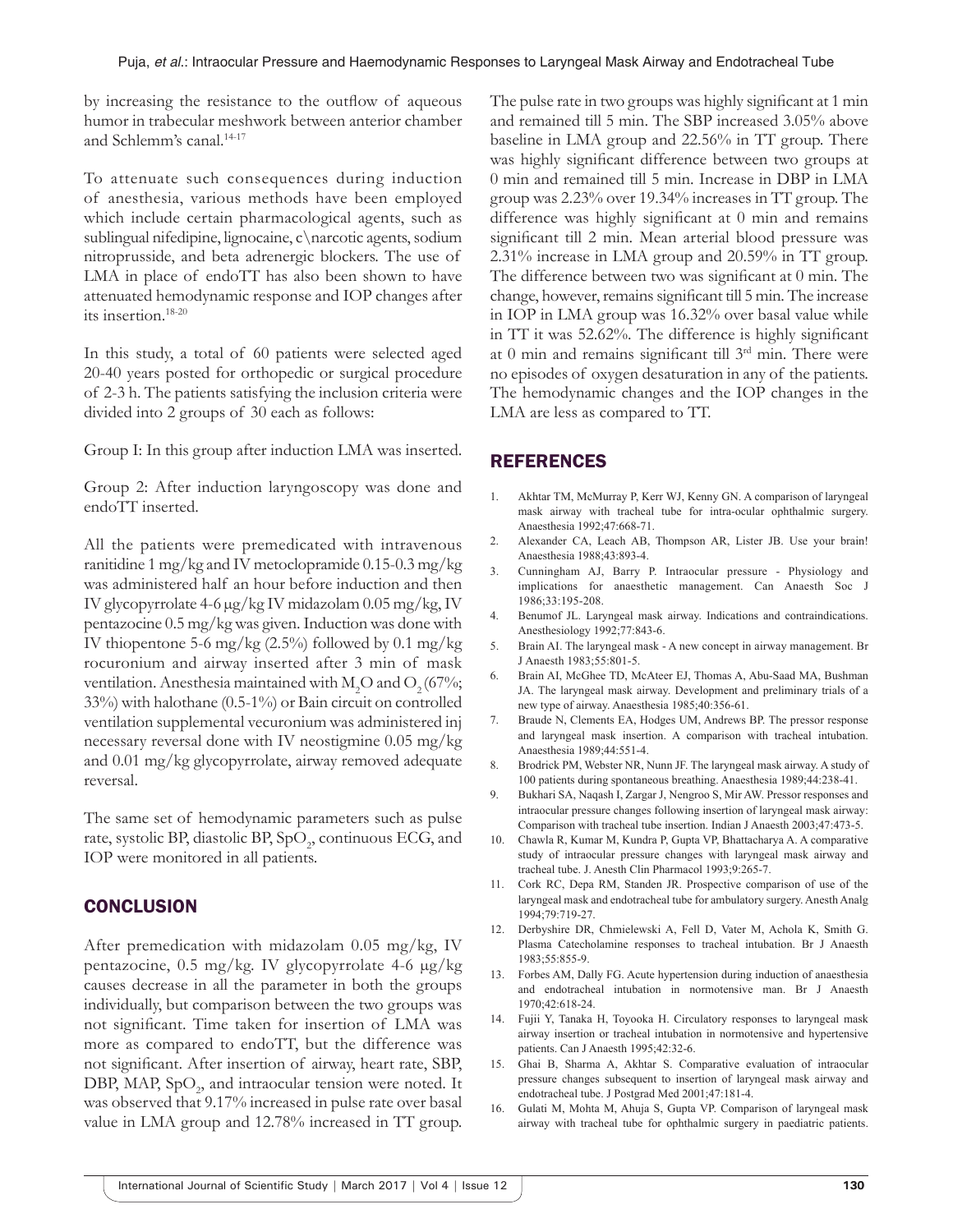by increasing the resistance to the outflow of aqueous humor in trabecular meshwork between anterior chamber and Schlemm's canal.[14-17]

To attenuate such consequences during induction of anesthesia, various methods have been employed which include certain pharmacological agents, such as sublingual nifedipine, lignocaine, c\narcotic agents, sodium nitroprusside, and beta adrenergic blockers. The use of LMA in place of endoTT has also been shown to have attenuated hemodynamic response and IOP changes after its insertion.[18-20]

In this study, a total of 60 patients were selected aged 20-40 years posted for orthopedic or surgical procedure of 2-3 h. The patients satisfying the inclusion criteria were divided into 2 groups of 30 each as follows:

Group I: In this group after induction LMA was inserted.

Group 2: After induction laryngoscopy was done and endoTT inserted.

All the patients were premedicated with intravenous ranitidine 1 mg/kg and IV metoclopramide 0.15-0.3 mg/kg was administered half an hour before induction and then IV glycopyrrolate 4-6 μg/kg IV midazolam 0.05 mg/kg, IV pentazocine 0.5 mg/kg was given. Induction was done with IV thiopentone 5-6 mg/kg (2.5%) followed by 0.1 mg/kg rocuronium and airway inserted after 3 min of mask ventilation. Anesthesia maintained with $M_2O$ and $O_2$ (67%; 33%) with halothane (0.5-1%) or Bain circuit on controlled ventilation supplemental vecuronium was administered inj necessary reversal done with IV neostigmine 0.05 mg/kg and 0.01 mg/kg glycopyrrolate, airway removed adequate reversal.

The same set of hemodynamic parameters such as pulse rate, systolic BP, diastolic BP, $SpO_2$, continuous ECG, and IOP were monitored in all patients.

## CONCLUSION

After premedication with midazolam 0.05 mg/kg, IV pentazocine, 0.5 mg/kg. IV glycopyrrolate 4-6 μg/kg causes decrease in all the parameter in both the groups individually, but comparison between the two groups was not significant. Time taken for insertion of LMA was more as compared to endoTT, but the difference was not significant. After insertion of airway, heart rate, SBP, DBP, MAP, $SpO_2$, and intraocular tension were noted. It was observed that 9.17% increased in pulse rate over basal value in LMA group and 12.78% increased in TT group. The pulse rate in two groups was highly significant at 1 min and remained till 5 min. The SBP increased 3.05% above baseline in LMA group and 22.56% in TT group. There was highly significant difference between two groups at 0 min and remained till 5 min. Increase in DBP in LMA group was 2.23% over 19.34% increases in TT group. The difference was highly significant at 0 min and remains significant till 2 min. Mean arterial blood pressure was 2.31% increase in LMA group and 20.59% in TT group. The difference between two was significant at 0 min. The change, however, remains significant till 5 min. The increase in IOP in LMA group was 16.32% over basal value while in TT it was 52.62%. The difference is highly significant at 0 min and remains significant till 3rd min. There were no episodes of oxygen desaturation in any of the patients. The hemodynamic changes and the IOP changes in the LMA are less as compared to TT.

## REFERENCES

1. Akhtar TM, McMurray P, Kerr WJ, Kenny GN. A comparison of laryngeal mask airway with tracheal tube for intra-ocular ophthalmic surgery. Anaesthesia 1992;47:668-71.
2. Alexander CA, Leach AB, Thompson AR, Lister JB. Use your brain! Anaesthesia 1988;43:893-4.
3. Cunningham AJ, Barry P. Intraocular pressure - Physiology and implications for anaesthetic management. Can Anaesth Soc J 1986;33:195-208.
4. Benumof JL. Laryngeal mask airway. Indications and contraindications. Anesthesiology 1992;77:843-6.
5. Brain AI. The laryngeal mask - A new concept in airway management. Br J Anaesth 1983;55:801-5.
6. Brain AI, McGhee TD, McAteer EJ, Thomas A, Abu-Saad MA, Bushman JA. The laryngeal mask airway. Development and preliminary trials of a new type of airway. Anaesthesia 1985;40:356-61.
7. Braude N, Clements EA, Hodges UM, Andrews BP. The pressor response and laryngeal mask insertion. A comparison with tracheal intubation. Anaesthesia 1989;44:551-4.
8. Brodrick PM, Webster NR, Nunn JF. The laryngeal mask airway. A study of 100 patients during spontaneous breathing. Anaesthesia 1989;44:238-41.
9. Bukhari SA, Naqash I, Zargar J, Nengroo S, Mir AW. Pressor responses and intraocular pressure changes following insertion of laryngeal mask airway: Comparison with tracheal tube insertion. Indian J Anaesth 2003;47:473-5.
10. Chawla R, Kumar M, Kundra P, Gupta VP, Bhattacharya A. A comparative study of intraocular pressure changes with laryngeal mask airway and tracheal tube. J. Anesth Clin Pharmacol 1993;9:265-7.
11. Cork RC, Depa RM, Standen JR. Prospective comparison of use of the laryngeal mask and endotracheal tube for ambulatory surgery. Anesth Analg 1994;79:719-27.
12. Derbyshire DR, Chmielewski A, Fell D, Vater M, Achola K, Smith G. Plasma Catecholamine responses to tracheal intubation. Br J Anaesth 1983;55:855-9.
13. Forbes AM, Dally FG. Acute hypertension during induction of anaesthesia and endotracheal intubation in normotensive man. Br J Anaesth 1970;42:618-24.
14. Fujii Y, Tanaka H, Toyooka H. Circulatory responses to laryngeal mask airway insertion or tracheal intubation in normotensive and hypertensive patients. Can J Anaesth 1995;42:32-6.
15. Ghai B, Sharma A, Akhtar S. Comparative evaluation of intraocular pressure changes subsequent to insertion of laryngeal mask airway and endotracheal tube. J Postgrad Med 2001;47:181-4.
16. Gulati M, Mohta M, Ahuja S, Gupta VP. Comparison of laryngeal mask airway with tracheal tube for ophthalmic surgery in paediatric patients.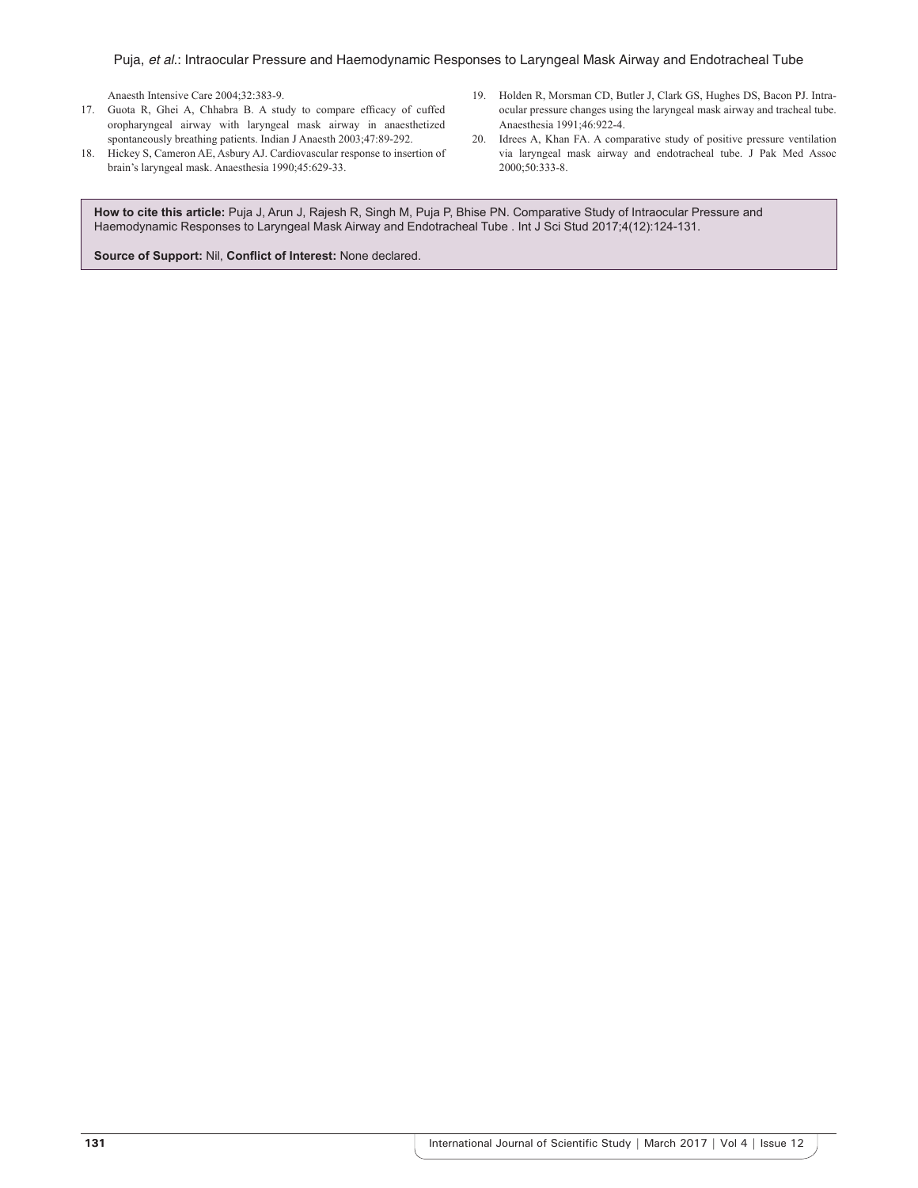Anaesth Intensive Care 2004;32:383-9.

17. Guota R, Ghei A, Chhabra B. A study to compare efficacy of cuffed oropharyngeal airway with laryngeal mask airway in anaesthetized spontaneously breathing patients. Indian J Anaesth 2003;47:89-292.
18. Hickey S, Cameron AE, Asbury AJ. Cardiovascular response to insertion of brain's laryngeal mask. Anaesthesia 1990;45:629-33.
19. Holden R, Morsman CD, Butler J, Clark GS, Hughes DS, Bacon PJ. Intraocular pressure changes using the laryngeal mask airway and tracheal tube. Anaesthesia 1991;46:922-4.
20. Idrees A, Khan FA. A comparative study of positive pressure ventilation via laryngeal mask airway and endotracheal tube. J Pak Med Assoc 2000;50:333-8.

**How to cite this article:** Puja J, Arun J, Rajesh R, Singh M, Puja P, Bhise PN. Comparative Study of Intraocular Pressure and Haemodynamic Responses to Laryngeal Mask Airway and Endotracheal Tube . Int J Sci Stud 2017;4(12):124-131.

**Source of Support:** Nil, **Conflict of Interest:** None declared.